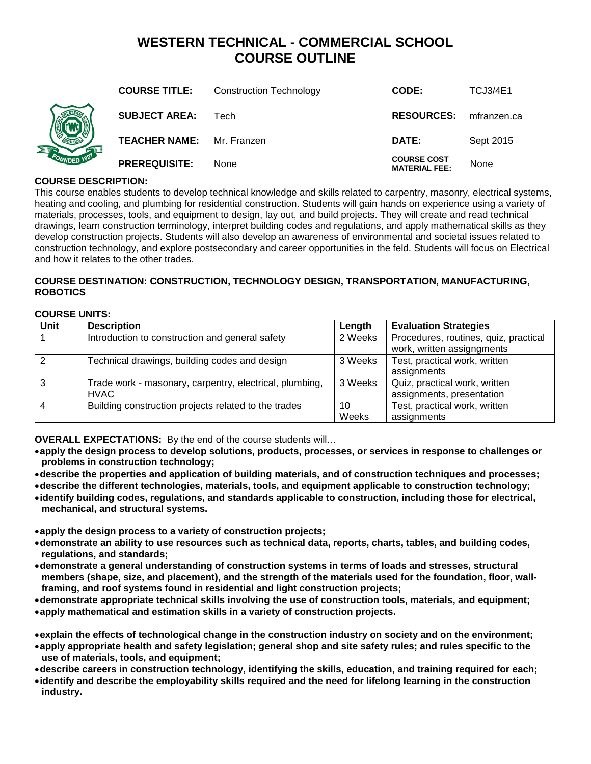# WESTERN TECHNICAL - COMMERCIAL SCHOOL
# COURSE OUTLINE

| | | | |
|---|---|---|---|
| **COURSE TITLE:** | Construction Technology | **CODE:** | TCJ3/4E1 |
| **SUBJECT AREA:** | Tech | **RESOURCES:** | mfranzen.ca |
| **TEACHER NAME:** | Mr. Franzen | **DATE:** | Sept 2015 |
| **PREREQUISITE:** | None | **COURSE COST MATERIAL FEE:** | None |

**COURSE DESCRIPTION:**
This course enables students to develop technical knowledge and skills related to carpentry, masonry, electrical systems, heating and cooling, and plumbing for residential construction. Students will gain hands on experience using a variety of materials, processes, tools, and equipment to design, lay out, and build projects. They will create and read technical drawings, learn construction terminology, interpret building codes and regulations, and apply mathematical skills as they develop construction projects. Students will also develop an awareness of environmental and societal issues related to construction technology, and explore postsecondary and career opportunities in the feld. Students will focus on Electrical and how it relates to the other trades.

**COURSE DESTINATION: CONSTRUCTION, TECHNOLOGY DESIGN, TRANSPORTATION, MANUFACTURING, ROBOTICS**

**COURSE UNITS:**

| Unit | Description | Length | Evaluation Strategies |
|---|---|---|---|
| 1 | Introduction to construction and general safety | 2 Weeks | Procedures, routines, quiz, practical work, written assigngments |
| 2 | Technical drawings, building codes and design | 3 Weeks | Test, practical work, written assignments |
| 3 | Trade work - masonary, carpentry, electrical, plumbing, HVAC | 3 Weeks | Quiz, practical work, written assignments, presentation |
| 4 | Building construction projects related to the trades | 10 Weeks | Test, practical work, written assignments |

**OVERALL EXPECTATIONS:** By the end of the course students will…

- **apply the design process to develop solutions, products, processes, or services in response to challenges or problems in construction technology;**
- **describe the properties and application of building materials, and of construction techniques and processes;**
- **describe the different technologies, materials, tools, and equipment applicable to construction technology;**
- **identify building codes, regulations, and standards applicable to construction, including those for electrical, mechanical, and structural systems.**

- **apply the design process to a variety of construction projects;**
- **demonstrate an ability to use resources such as technical data, reports, charts, tables, and building codes, regulations, and standards;**
- **demonstrate a general understanding of construction systems in terms of loads and stresses, structural members (shape, size, and placement), and the strength of the materials used for the foundation, floor, wall-framing, and roof systems found in residential and light construction projects;**
- **demonstrate appropriate technical skills involving the use of construction tools, materials, and equipment;**
- **apply mathematical and estimation skills in a variety of construction projects.**

- **explain the effects of technological change in the construction industry on society and on the environment;**
- **apply appropriate health and safety legislation; general shop and site safety rules; and rules specific to the use of materials, tools, and equipment;**
- **describe careers in construction technology, identifying the skills, education, and training required for each;**
- **identify and describe the employability skills required and the need for lifelong learning in the construction industry.**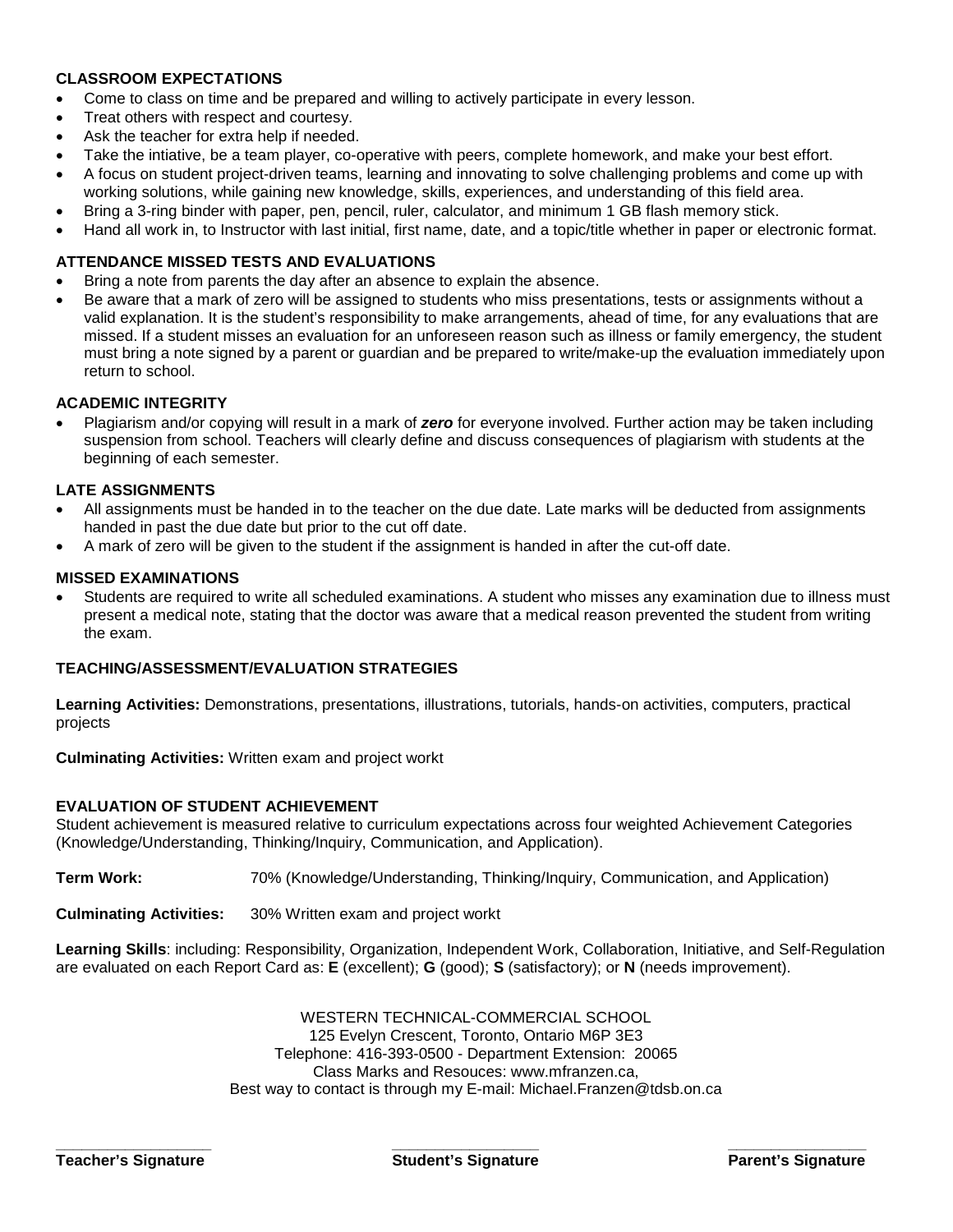### CLASSROOM EXPECTATIONS

- Come to class on time and be prepared and willing to actively participate in every lesson.
- Treat others with respect and courtesy.
- Ask the teacher for extra help if needed.
- Take the intiative, be a team player, co-operative with peers, complete homework, and make your best effort.
- A focus on student project-driven teams, learning and innovating to solve challenging problems and come up with working solutions, while gaining new knowledge, skills, experiences, and understanding of this field area.
- Bring a 3-ring binder with paper, pen, pencil, ruler, calculator, and minimum 1 GB flash memory stick.
- Hand all work in, to Instructor with last initial, first name, date, and a topic/title whether in paper or electronic format.

### ATTENDANCE MISSED TESTS AND EVALUATIONS

- Bring a note from parents the day after an absence to explain the absence.
- Be aware that a mark of zero will be assigned to students who miss presentations, tests or assignments without a valid explanation. It is the student's responsibility to make arrangements, ahead of time, for any evaluations that are missed. If a student misses an evaluation for an unforeseen reason such as illness or family emergency, the student must bring a note signed by a parent or guardian and be prepared to write/make-up the evaluation immediately upon return to school.

### ACADEMIC INTEGRITY

- Plagiarism and/or copying will result in a mark of ***zero*** for everyone involved. Further action may be taken including suspension from school. Teachers will clearly define and discuss consequences of plagiarism with students at the beginning of each semester.

### LATE ASSIGNMENTS

- All assignments must be handed in to the teacher on the due date. Late marks will be deducted from assignments handed in past the due date but prior to the cut off date.
- A mark of zero will be given to the student if the assignment is handed in after the cut-off date.

### MISSED EXAMINATIONS

- Students are required to write all scheduled examinations. A student who misses any examination due to illness must present a medical note, stating that the doctor was aware that a medical reason prevented the student from writing the exam.

### TEACHING/ASSESSMENT/EVALUATION STRATEGIES

**Learning Activities:** Demonstrations, presentations, illustrations, tutorials, hands-on activities, computers, practical projects

**Culminating Activities:** Written exam and project workt

### EVALUATION OF STUDENT ACHIEVEMENT

Student achievement is measured relative to curriculum expectations across four weighted Achievement Categories (Knowledge/Understanding, Thinking/Inquiry, Communication, and Application).

**Term Work:** 70% (Knowledge/Understanding, Thinking/Inquiry, Communication, and Application)

**Culminating Activities:** 30% Written exam and project workt

**Learning Skills**: including: Responsibility, Organization, Independent Work, Collaboration, Initiative, and Self-Regulation are evaluated on each Report Card as: **E** (excellent); **G** (good); **S** (satisfactory); or **N** (needs improvement).

WESTERN TECHNICAL-COMMERCIAL SCHOOL
125 Evelyn Crescent, Toronto, Ontario M6P 3E3
Telephone: 416-393-0500 - Department Extension: 20065
Class Marks and Resouces: www.mfranzen.ca,
Best way to contact is through my E-mail: Michael.Franzen@tdsb.on.ca

| | | |
|---|---|---|
| ________________ | ________________ | ________________ |
| **Teacher's Signature** | **Student's Signature** | **Parent's Signature** |